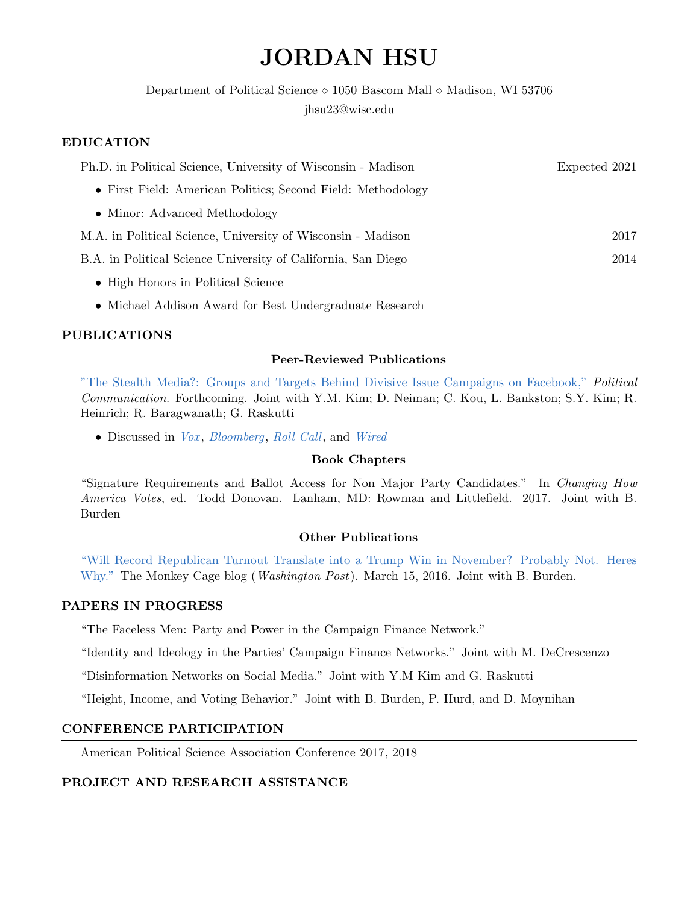# JORDAN HSU

Department of Political Science ⋄ 1050 Bascom Mall ⋄ Madison, WI 53706
jhsu23@wisc.edu

## EDUCATION

Ph.D. in Political Science, University of Wisconsin - Madison — Expected 2021

- First Field: American Politics; Second Field: Methodology
- Minor: Advanced Methodology

M.A. in Political Science, University of Wisconsin - Madison — 2017

B.A. in Political Science University of California, San Diego — 2014

- High Honors in Political Science
- Michael Addison Award for Best Undergraduate Research

## PUBLICATIONS

### Peer-Reviewed Publications

"The Stealth Media?: Groups and Targets Behind Divisive Issue Campaigns on Facebook," *Political Communication*. Forthcoming. Joint with Y.M. Kim; D. Neiman; C. Kou, L. Bankston; S.Y. Kim; R. Heinrich; R. Baragwanath; G. Raskutti

- Discussed in *Vox*, *Bloomberg*, *Roll Call*, and *Wired*

### Book Chapters

"Signature Requirements and Ballot Access for Non Major Party Candidates." In *Changing How America Votes*, ed. Todd Donovan. Lanham, MD: Rowman and Littlefield. 2017. Joint with B. Burden

### Other Publications

"Will Record Republican Turnout Translate into a Trump Win in November? Probably Not. Heres Why." The Monkey Cage blog (*Washington Post*). March 15, 2016. Joint with B. Burden.

## PAPERS IN PROGRESS

"The Faceless Men: Party and Power in the Campaign Finance Network."

"Identity and Ideology in the Parties' Campaign Finance Networks." Joint with M. DeCrescenzo

"Disinformation Networks on Social Media." Joint with Y.M Kim and G. Raskutti

"Height, Income, and Voting Behavior." Joint with B. Burden, P. Hurd, and D. Moynihan

## CONFERENCE PARTICIPATION

American Political Science Association Conference 2017, 2018

## PROJECT AND RESEARCH ASSISTANCE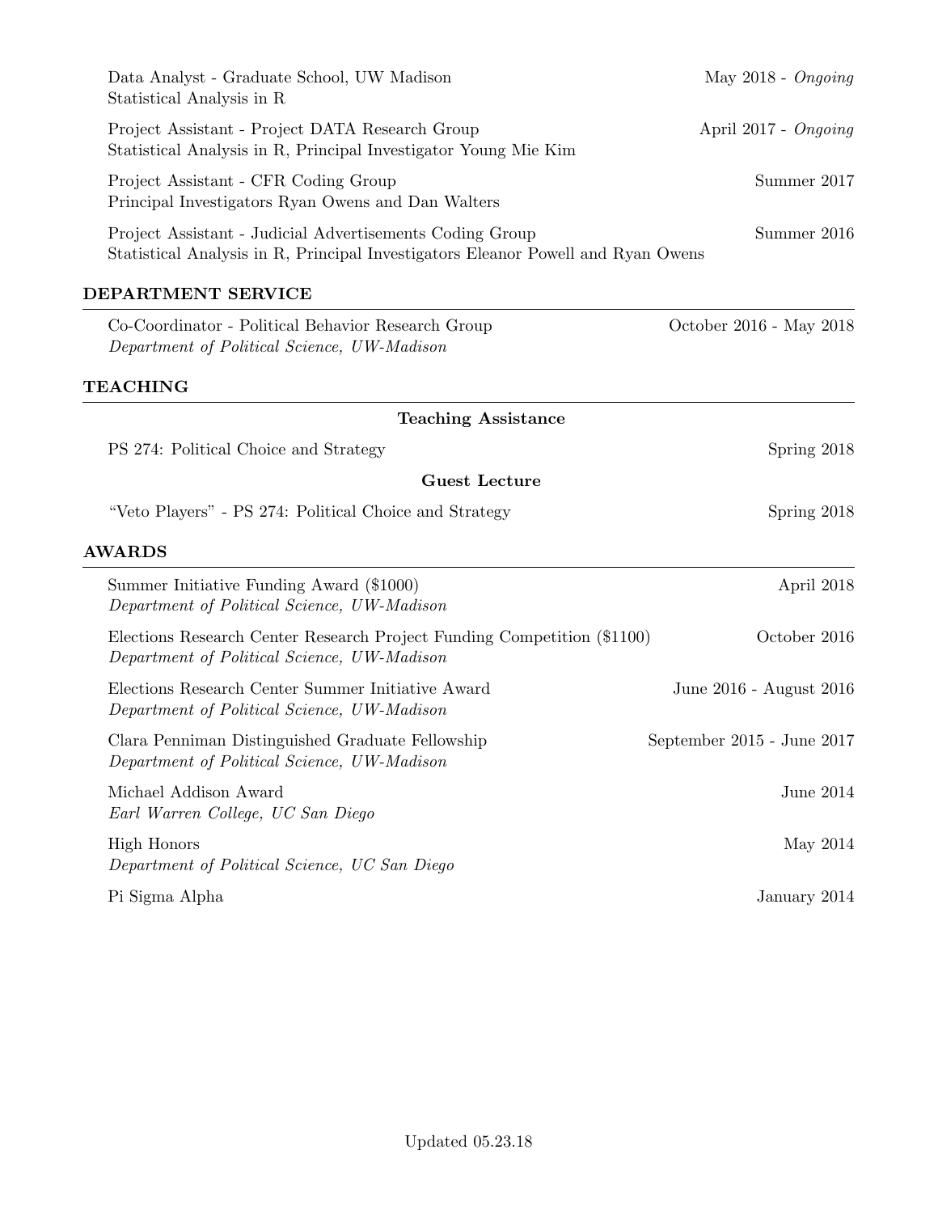Data Analyst - Graduate School, UW Madison — May 2018 - *Ongoing*
Statistical Analysis in R

Project Assistant - Project DATA Research Group — April 2017 - *Ongoing*
Statistical Analysis in R, Principal Investigator Young Mie Kim

Project Assistant - CFR Coding Group — Summer 2017
Principal Investigators Ryan Owens and Dan Walters

Project Assistant - Judicial Advertisements Coding Group — Summer 2016
Statistical Analysis in R, Principal Investigators Eleanor Powell and Ryan Owens

## DEPARTMENT SERVICE

Co-Coordinator - Political Behavior Research Group — October 2016 - May 2018
*Department of Political Science, UW-Madison*

## TEACHING

### Teaching Assistance

PS 274: Political Choice and Strategy — Spring 2018

### Guest Lecture

"Veto Players" - PS 274: Political Choice and Strategy — Spring 2018

## AWARDS

Summer Initiative Funding Award ($1000) — April 2018
*Department of Political Science, UW-Madison*

Elections Research Center Research Project Funding Competition ($1100) — October 2016
*Department of Political Science, UW-Madison*

Elections Research Center Summer Initiative Award — June 2016 - August 2016
*Department of Political Science, UW-Madison*

Clara Penniman Distinguished Graduate Fellowship — September 2015 - June 2017
*Department of Political Science, UW-Madison*

Michael Addison Award — June 2014
*Earl Warren College, UC San Diego*

High Honors — May 2014
*Department of Political Science, UC San Diego*

Pi Sigma Alpha — January 2014

Updated 05.23.18